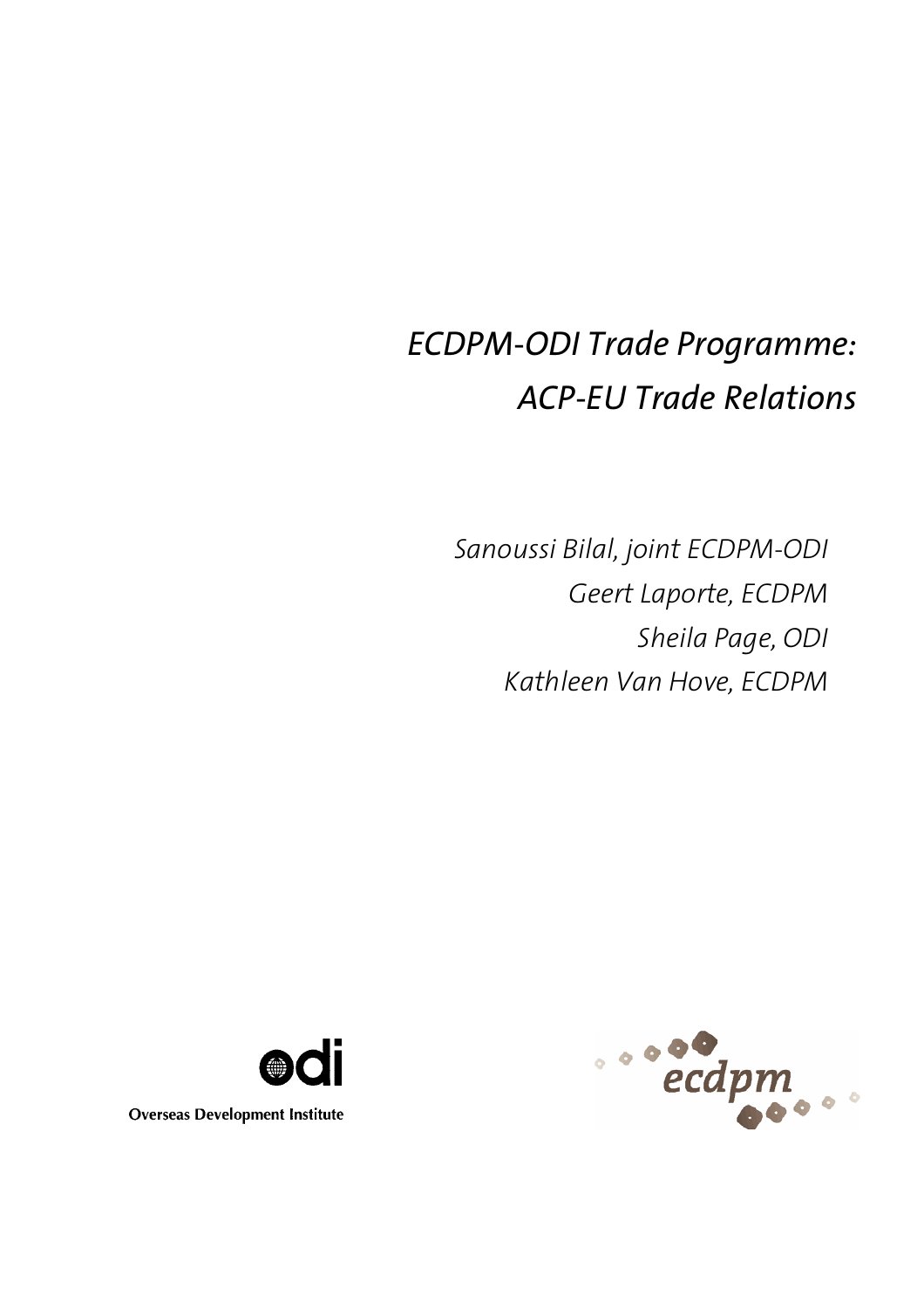# *ECDPM-ODI Trade Programme: ACP-EU Trade Relations*

*Sanoussi Bilal, joint ECDPM-ODI*

*Geert Laporte, ECDPM*

*Sheila Page, ODI*

*Kathleen Van Hove, ECDPM*

odi

Overseas Development Institute

ecdpm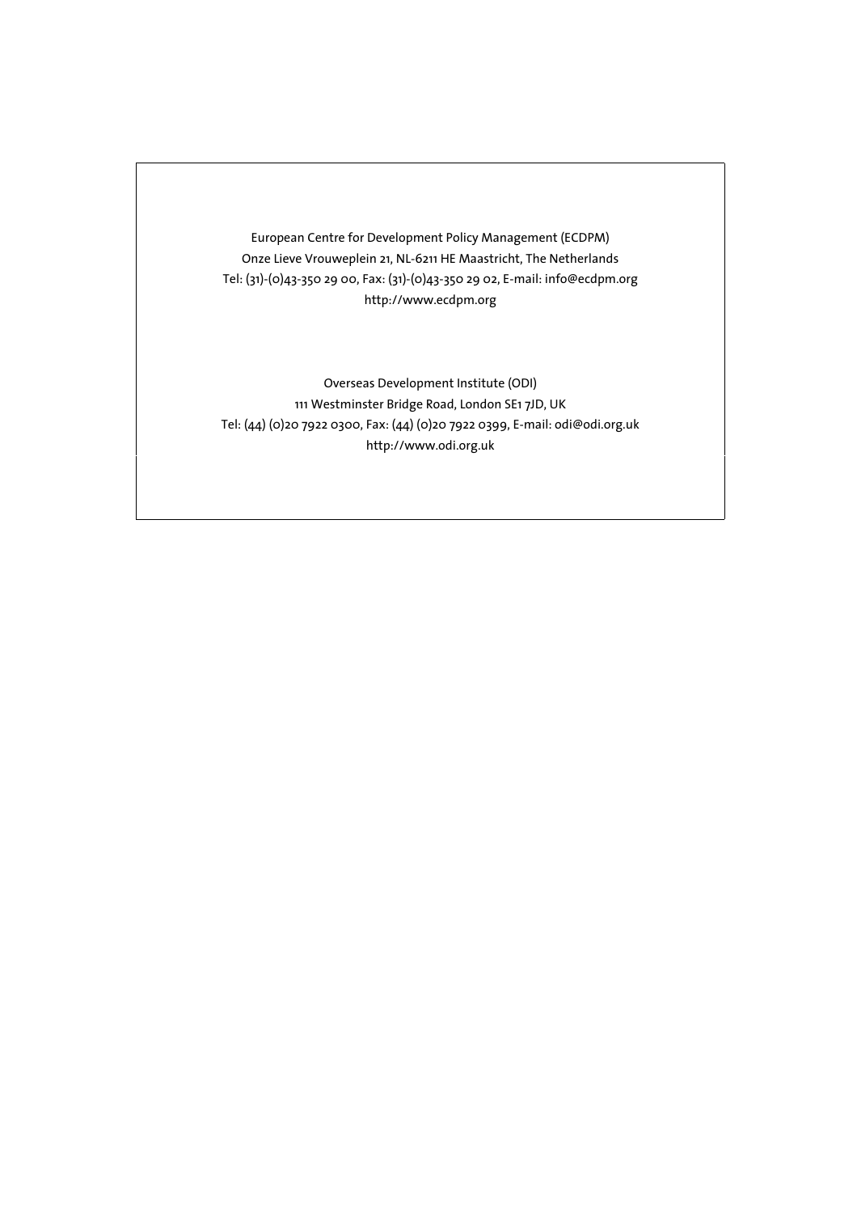European Centre for Development Policy Management (ECDPM)
Onze Lieve Vrouweplein 21, NL-6211 HE Maastricht, The Netherlands
Tel: (31)-(0)43-350 29 00, Fax: (31)-(0)43-350 29 02, E-mail: info@ecdpm.org
http://www.ecdpm.org

Overseas Development Institute (ODI)
111 Westminster Bridge Road, London SE1 7JD, UK
Tel: (44) (0)20 7922 0300, Fax: (44) (0)20 7922 0399, E-mail: odi@odi.org.uk
http://www.odi.org.uk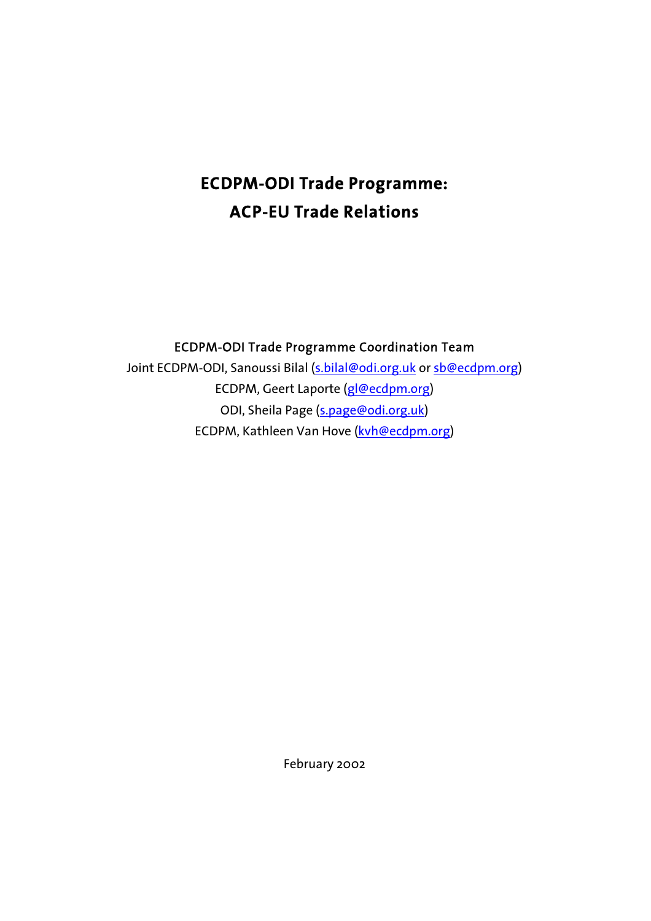# ECDPM-ODI Trade Programme: ACP-EU Trade Relations

**ECDPM-ODI Trade Programme Coordination Team**

Joint ECDPM-ODI, Sanoussi Bilal (s.bilal@odi.org.uk or sb@ecdpm.org)

ECDPM, Geert Laporte (gl@ecdpm.org)

ODI, Sheila Page (s.page@odi.org.uk)

ECDPM, Kathleen Van Hove (kvh@ecdpm.org)

February 2002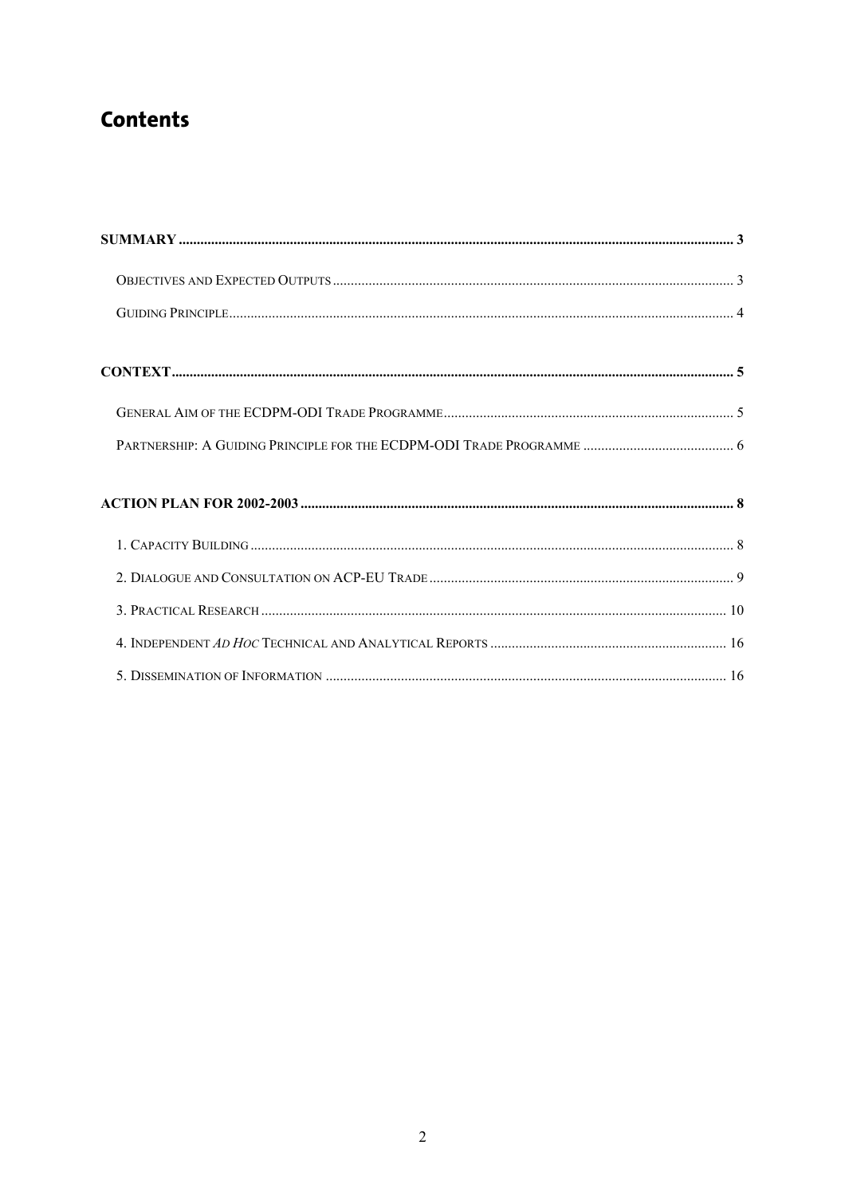# Contents

**SUMMARY** ..... 3

- Objectives and Expected Outputs ..... 3
- Guiding Principle ..... 4

**CONTEXT** ..... 5

- General Aim of the ECDPM-ODI Trade Programme ..... 5
- Partnership: A Guiding Principle for the ECDPM-ODI Trade Programme ..... 6

**ACTION PLAN FOR 2002-2003** ..... 8

- 1. Capacity Building ..... 8
- 2. Dialogue and Consultation on ACP-EU Trade ..... 9
- 3. Practical Research ..... 10
- 4. Independent *Ad Hoc* Technical and Analytical Reports ..... 16
- 5. Dissemination of Information ..... 16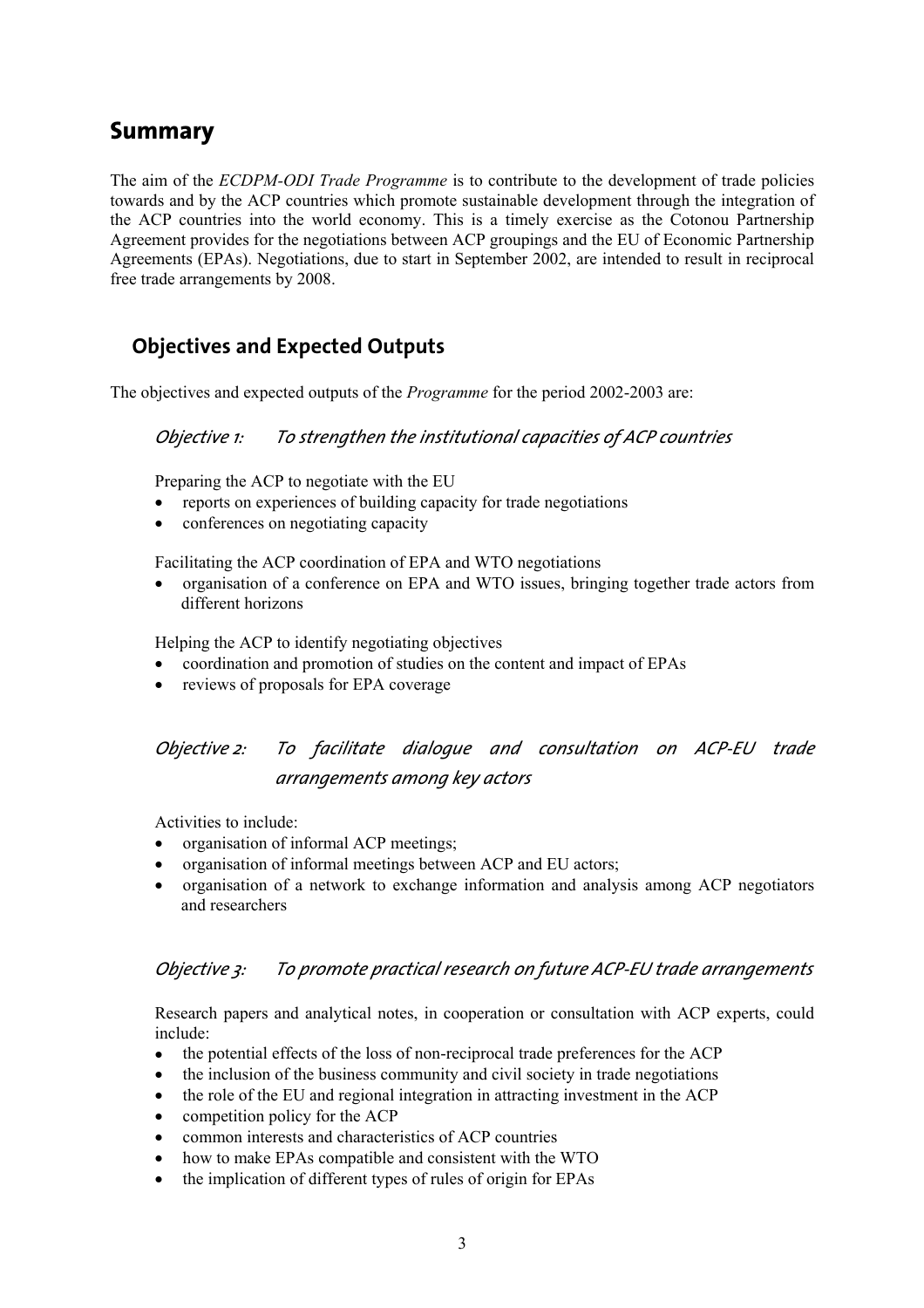# Summary

The aim of the *ECDPM-ODI Trade Programme* is to contribute to the development of trade policies towards and by the ACP countries which promote sustainable development through the integration of the ACP countries into the world economy. This is a timely exercise as the Cotonou Partnership Agreement provides for the negotiations between ACP groupings and the EU of Economic Partnership Agreements (EPAs). Negotiations, due to start in September 2002, are intended to result in reciprocal free trade arrangements by 2008.

## Objectives and Expected Outputs

The objectives and expected outputs of the *Programme* for the period 2002-2003 are:

### *Objective 1: To strengthen the institutional capacities of ACP countries*

Preparing the ACP to negotiate with the EU

- reports on experiences of building capacity for trade negotiations
- conferences on negotiating capacity

Facilitating the ACP coordination of EPA and WTO negotiations

- organisation of a conference on EPA and WTO issues, bringing together trade actors from different horizons

Helping the ACP to identify negotiating objectives

- coordination and promotion of studies on the content and impact of EPAs
- reviews of proposals for EPA coverage

### *Objective 2: To facilitate dialogue and consultation on ACP-EU trade arrangements among key actors*

Activities to include:

- organisation of informal ACP meetings;
- organisation of informal meetings between ACP and EU actors;
- organisation of a network to exchange information and analysis among ACP negotiators and researchers

### *Objective 3: To promote practical research on future ACP-EU trade arrangements*

Research papers and analytical notes, in cooperation or consultation with ACP experts, could include:

- the potential effects of the loss of non-reciprocal trade preferences for the ACP
- the inclusion of the business community and civil society in trade negotiations
- the role of the EU and regional integration in attracting investment in the ACP
- competition policy for the ACP
- common interests and characteristics of ACP countries
- how to make EPAs compatible and consistent with the WTO
- the implication of different types of rules of origin for EPAs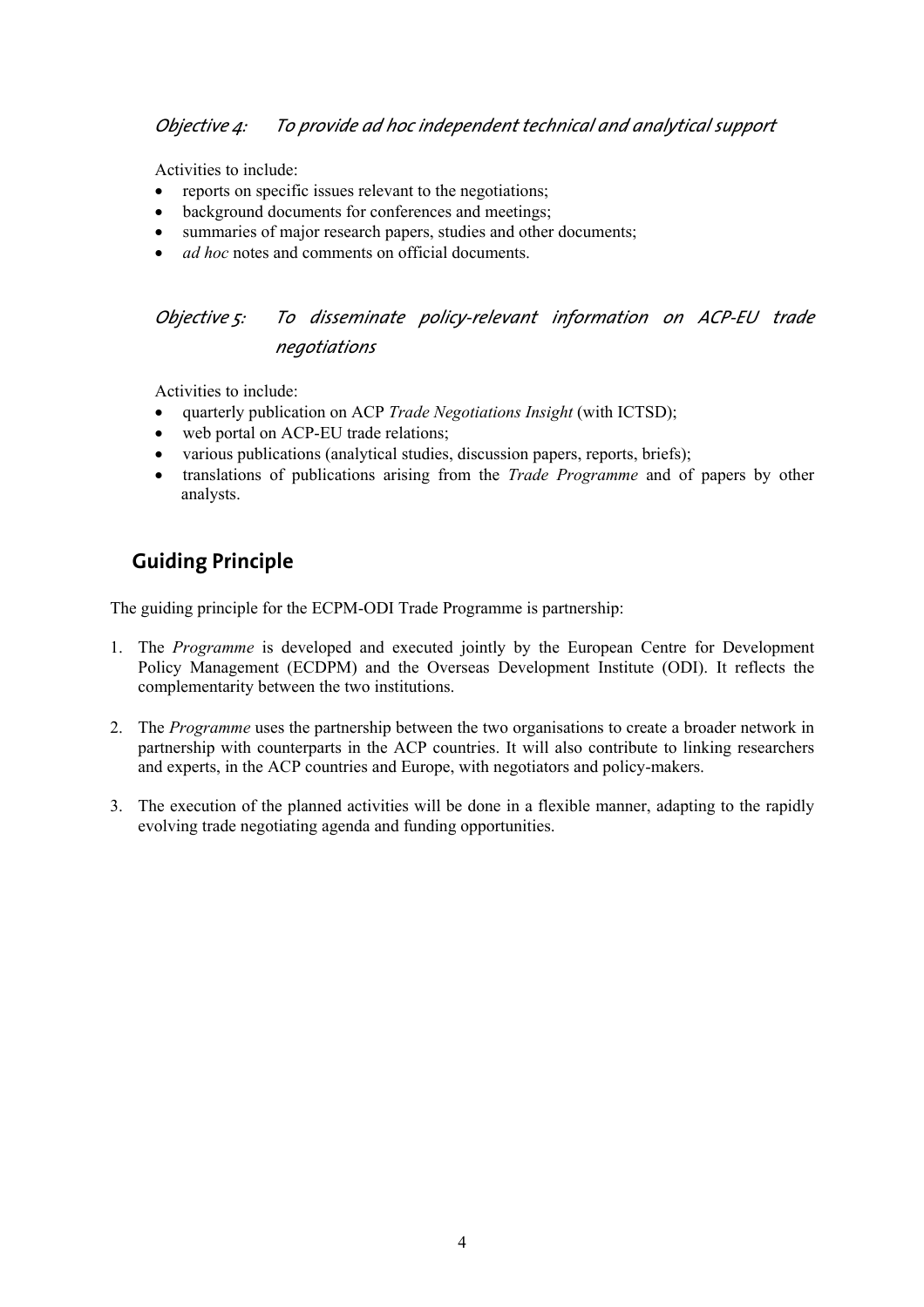### *Objective 4: To provide ad hoc independent technical and analytical support*

Activities to include:

- reports on specific issues relevant to the negotiations;
- background documents for conferences and meetings;
- summaries of major research papers, studies and other documents;
- *ad hoc* notes and comments on official documents.

### *Objective 5: To disseminate policy-relevant information on ACP-EU trade negotiations*

Activities to include:

- quarterly publication on ACP *Trade Negotiations Insight* (with ICTSD);
- web portal on ACP-EU trade relations;
- various publications (analytical studies, discussion papers, reports, briefs);
- translations of publications arising from the *Trade Programme* and of papers by other analysts.

## Guiding Principle

The guiding principle for the ECPM-ODI Trade Programme is partnership:

1. The *Programme* is developed and executed jointly by the European Centre for Development Policy Management (ECDPM) and the Overseas Development Institute (ODI). It reflects the complementarity between the two institutions.

2. The *Programme* uses the partnership between the two organisations to create a broader network in partnership with counterparts in the ACP countries. It will also contribute to linking researchers and experts, in the ACP countries and Europe, with negotiators and policy-makers.

3. The execution of the planned activities will be done in a flexible manner, adapting to the rapidly evolving trade negotiating agenda and funding opportunities.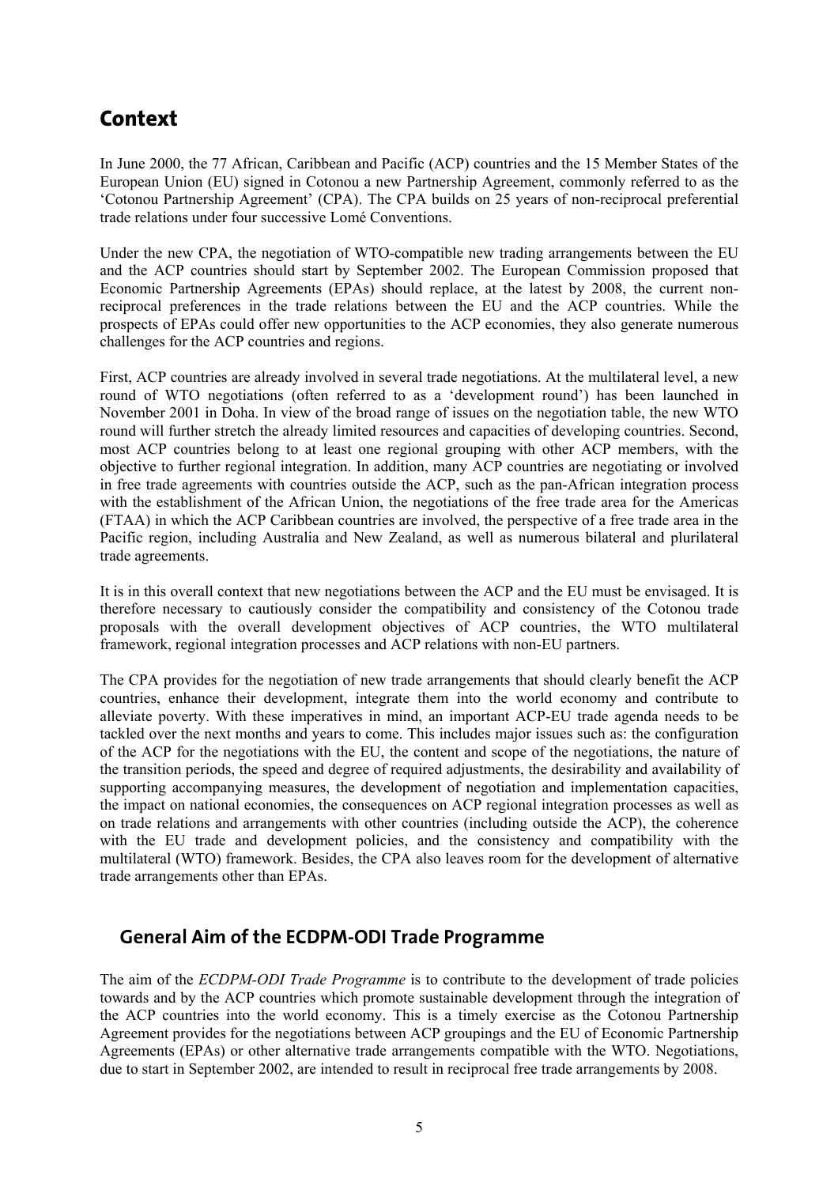# Context

In June 2000, the 77 African, Caribbean and Pacific (ACP) countries and the 15 Member States of the European Union (EU) signed in Cotonou a new Partnership Agreement, commonly referred to as the 'Cotonou Partnership Agreement' (CPA). The CPA builds on 25 years of non-reciprocal preferential trade relations under four successive Lomé Conventions.

Under the new CPA, the negotiation of WTO-compatible new trading arrangements between the EU and the ACP countries should start by September 2002. The European Commission proposed that Economic Partnership Agreements (EPAs) should replace, at the latest by 2008, the current non-reciprocal preferences in the trade relations between the EU and the ACP countries. While the prospects of EPAs could offer new opportunities to the ACP economies, they also generate numerous challenges for the ACP countries and regions.

First, ACP countries are already involved in several trade negotiations. At the multilateral level, a new round of WTO negotiations (often referred to as a 'development round') has been launched in November 2001 in Doha. In view of the broad range of issues on the negotiation table, the new WTO round will further stretch the already limited resources and capacities of developing countries. Second, most ACP countries belong to at least one regional grouping with other ACP members, with the objective to further regional integration. In addition, many ACP countries are negotiating or involved in free trade agreements with countries outside the ACP, such as the pan-African integration process with the establishment of the African Union, the negotiations of the free trade area for the Americas (FTAA) in which the ACP Caribbean countries are involved, the perspective of a free trade area in the Pacific region, including Australia and New Zealand, as well as numerous bilateral and plurilateral trade agreements.

It is in this overall context that new negotiations between the ACP and the EU must be envisaged. It is therefore necessary to cautiously consider the compatibility and consistency of the Cotonou trade proposals with the overall development objectives of ACP countries, the WTO multilateral framework, regional integration processes and ACP relations with non-EU partners.

The CPA provides for the negotiation of new trade arrangements that should clearly benefit the ACP countries, enhance their development, integrate them into the world economy and contribute to alleviate poverty. With these imperatives in mind, an important ACP-EU trade agenda needs to be tackled over the next months and years to come. This includes major issues such as: the configuration of the ACP for the negotiations with the EU, the content and scope of the negotiations, the nature of the transition periods, the speed and degree of required adjustments, the desirability and availability of supporting accompanying measures, the development of negotiation and implementation capacities, the impact on national economies, the consequences on ACP regional integration processes as well as on trade relations and arrangements with other countries (including outside the ACP), the coherence with the EU trade and development policies, and the consistency and compatibility with the multilateral (WTO) framework. Besides, the CPA also leaves room for the development of alternative trade arrangements other than EPAs.

## General Aim of the ECDPM-ODI Trade Programme

The aim of the *ECDPM-ODI Trade Programme* is to contribute to the development of trade policies towards and by the ACP countries which promote sustainable development through the integration of the ACP countries into the world economy. This is a timely exercise as the Cotonou Partnership Agreement provides for the negotiations between ACP groupings and the EU of Economic Partnership Agreements (EPAs) or other alternative trade arrangements compatible with the WTO. Negotiations, due to start in September 2002, are intended to result in reciprocal free trade arrangements by 2008.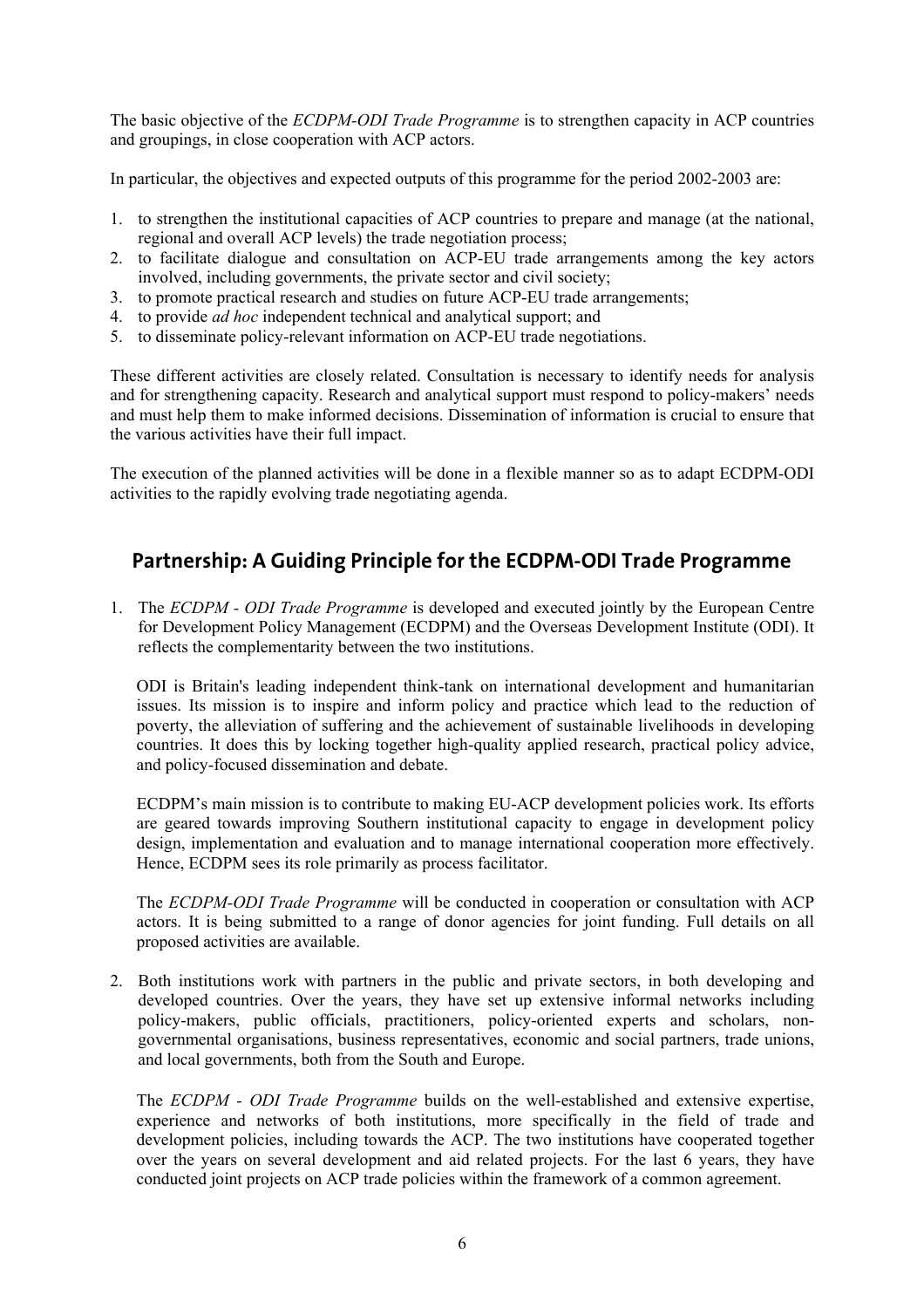The basic objective of the *ECDPM-ODI Trade Programme* is to strengthen capacity in ACP countries and groupings, in close cooperation with ACP actors.

In particular, the objectives and expected outputs of this programme for the period 2002-2003 are:

1. to strengthen the institutional capacities of ACP countries to prepare and manage (at the national, regional and overall ACP levels) the trade negotiation process;
2. to facilitate dialogue and consultation on ACP-EU trade arrangements among the key actors involved, including governments, the private sector and civil society;
3. to promote practical research and studies on future ACP-EU trade arrangements;
4. to provide *ad hoc* independent technical and analytical support; and
5. to disseminate policy-relevant information on ACP-EU trade negotiations.

These different activities are closely related. Consultation is necessary to identify needs for analysis and for strengthening capacity. Research and analytical support must respond to policy-makers' needs and must help them to make informed decisions. Dissemination of information is crucial to ensure that the various activities have their full impact.

The execution of the planned activities will be done in a flexible manner so as to adapt ECDPM-ODI activities to the rapidly evolving trade negotiating agenda.

## Partnership: A Guiding Principle for the ECDPM-ODI Trade Programme

1. The *ECDPM - ODI Trade Programme* is developed and executed jointly by the European Centre for Development Policy Management (ECDPM) and the Overseas Development Institute (ODI). It reflects the complementarity between the two institutions.

   ODI is Britain's leading independent think-tank on international development and humanitarian issues. Its mission is to inspire and inform policy and practice which lead to the reduction of poverty, the alleviation of suffering and the achievement of sustainable livelihoods in developing countries. It does this by locking together high-quality applied research, practical policy advice, and policy-focused dissemination and debate.

   ECDPM's main mission is to contribute to making EU-ACP development policies work. Its efforts are geared towards improving Southern institutional capacity to engage in development policy design, implementation and evaluation and to manage international cooperation more effectively. Hence, ECDPM sees its role primarily as process facilitator.

   The *ECDPM-ODI Trade Programme* will be conducted in cooperation or consultation with ACP actors. It is being submitted to a range of donor agencies for joint funding. Full details on all proposed activities are available.

2. Both institutions work with partners in the public and private sectors, in both developing and developed countries. Over the years, they have set up extensive informal networks including policy-makers, public officials, practitioners, policy-oriented experts and scholars, non-governmental organisations, business representatives, economic and social partners, trade unions, and local governments, both from the South and Europe.

   The *ECDPM - ODI Trade Programme* builds on the well-established and extensive expertise, experience and networks of both institutions, more specifically in the field of trade and development policies, including towards the ACP. The two institutions have cooperated together over the years on several development and aid related projects. For the last 6 years, they have conducted joint projects on ACP trade policies within the framework of a common agreement.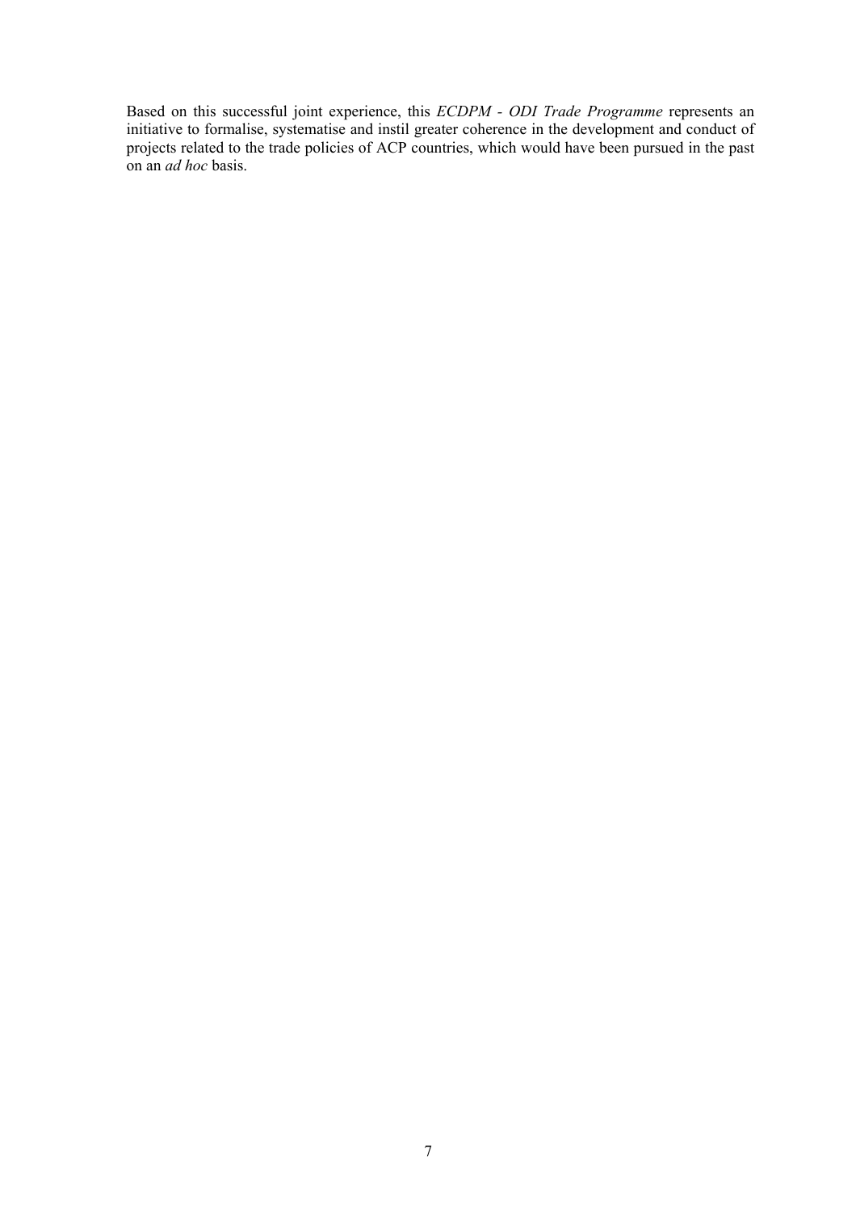Based on this successful joint experience, this *ECDPM - ODI Trade Programme* represents an initiative to formalise, systematise and instil greater coherence in the development and conduct of projects related to the trade policies of ACP countries, which would have been pursued in the past on an *ad hoc* basis.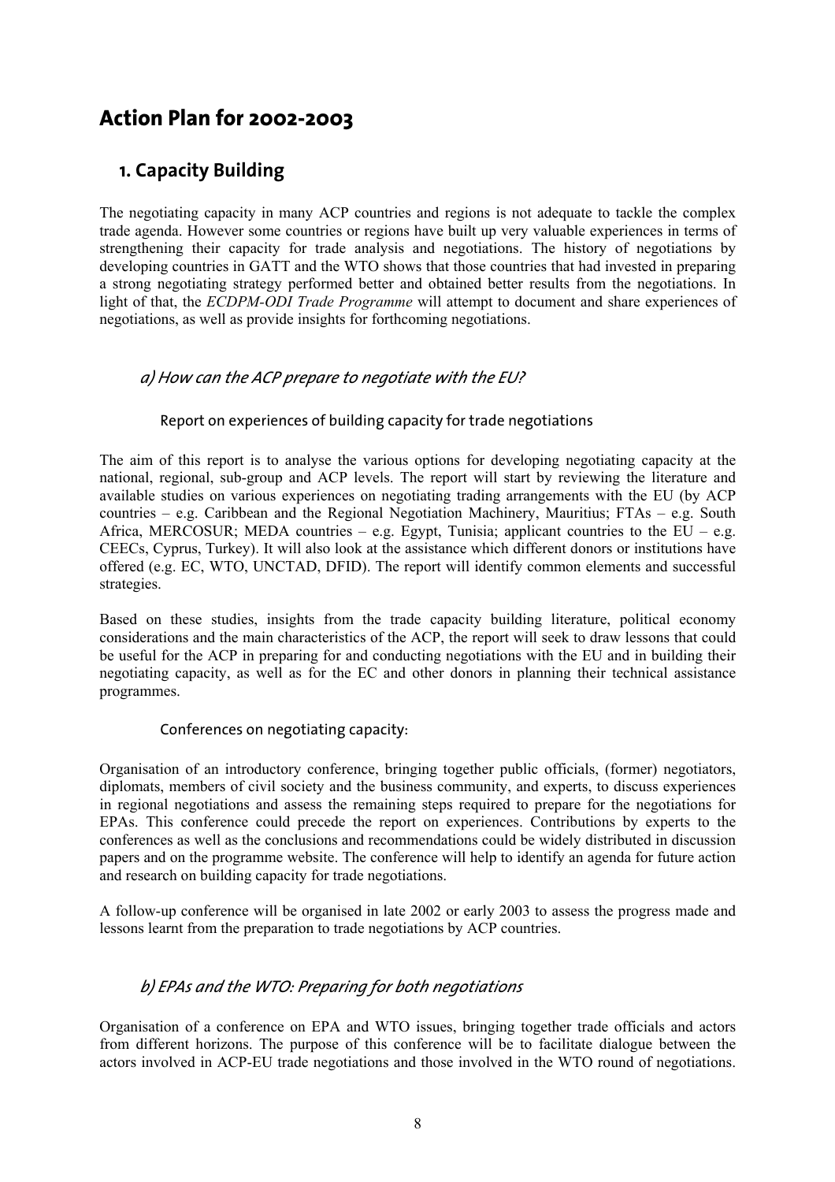# Action Plan for 2002-2003

## 1. Capacity Building

The negotiating capacity in many ACP countries and regions is not adequate to tackle the complex trade agenda. However some countries or regions have built up very valuable experiences in terms of strengthening their capacity for trade analysis and negotiations. The history of negotiations by developing countries in GATT and the WTO shows that those countries that had invested in preparing a strong negotiating strategy performed better and obtained better results from the negotiations. In light of that, the *ECDPM-ODI Trade Programme* will attempt to document and share experiences of negotiations, as well as provide insights for forthcoming negotiations.

### *a) How can the ACP prepare to negotiate with the EU?*

#### Report on experiences of building capacity for trade negotiations

The aim of this report is to analyse the various options for developing negotiating capacity at the national, regional, sub-group and ACP levels. The report will start by reviewing the literature and available studies on various experiences on negotiating trading arrangements with the EU (by ACP countries – e.g. Caribbean and the Regional Negotiation Machinery, Mauritius; FTAs – e.g. South Africa, MERCOSUR; MEDA countries – e.g. Egypt, Tunisia; applicant countries to the EU – e.g. CEECs, Cyprus, Turkey). It will also look at the assistance which different donors or institutions have offered (e.g. EC, WTO, UNCTAD, DFID). The report will identify common elements and successful strategies.

Based on these studies, insights from the trade capacity building literature, political economy considerations and the main characteristics of the ACP, the report will seek to draw lessons that could be useful for the ACP in preparing for and conducting negotiations with the EU and in building their negotiating capacity, as well as for the EC and other donors in planning their technical assistance programmes.

#### Conferences on negotiating capacity:

Organisation of an introductory conference, bringing together public officials, (former) negotiators, diplomats, members of civil society and the business community, and experts, to discuss experiences in regional negotiations and assess the remaining steps required to prepare for the negotiations for EPAs. This conference could precede the report on experiences. Contributions by experts to the conferences as well as the conclusions and recommendations could be widely distributed in discussion papers and on the programme website. The conference will help to identify an agenda for future action and research on building capacity for trade negotiations.

A follow-up conference will be organised in late 2002 or early 2003 to assess the progress made and lessons learnt from the preparation to trade negotiations by ACP countries.

### *b) EPAs and the WTO: Preparing for both negotiations*

Organisation of a conference on EPA and WTO issues, bringing together trade officials and actors from different horizons. The purpose of this conference will be to facilitate dialogue between the actors involved in ACP-EU trade negotiations and those involved in the WTO round of negotiations.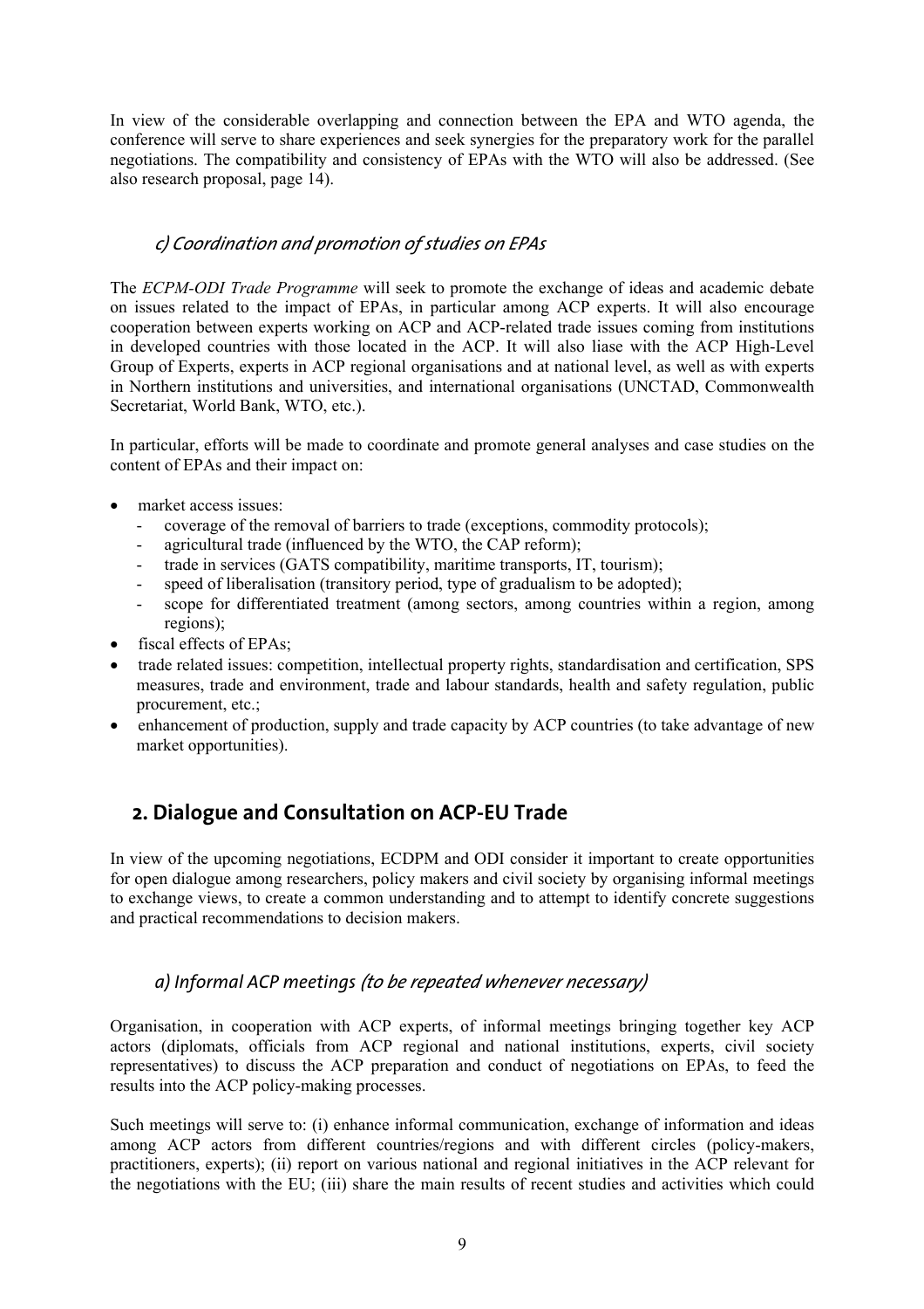In view of the considerable overlapping and connection between the EPA and WTO agenda, the conference will serve to share experiences and seek synergies for the preparatory work for the parallel negotiations. The compatibility and consistency of EPAs with the WTO will also be addressed. (See also research proposal, page 14).

### *c) Coordination and promotion of studies on EPAs*

The *ECPM-ODI Trade Programme* will seek to promote the exchange of ideas and academic debate on issues related to the impact of EPAs, in particular among ACP experts. It will also encourage cooperation between experts working on ACP and ACP-related trade issues coming from institutions in developed countries with those located in the ACP. It will also liase with the ACP High-Level Group of Experts, experts in ACP regional organisations and at national level, as well as with experts in Northern institutions and universities, and international organisations (UNCTAD, Commonwealth Secretariat, World Bank, WTO, etc.).

In particular, efforts will be made to coordinate and promote general analyses and case studies on the content of EPAs and their impact on:

- market access issues:
  - coverage of the removal of barriers to trade (exceptions, commodity protocols);
  - agricultural trade (influenced by the WTO, the CAP reform);
  - trade in services (GATS compatibility, maritime transports, IT, tourism);
  - speed of liberalisation (transitory period, type of gradualism to be adopted);
  - scope for differentiated treatment (among sectors, among countries within a region, among regions);
- fiscal effects of EPAs;
- trade related issues: competition, intellectual property rights, standardisation and certification, SPS measures, trade and environment, trade and labour standards, health and safety regulation, public procurement, etc.;
- enhancement of production, supply and trade capacity by ACP countries (to take advantage of new market opportunities).

## 2. Dialogue and Consultation on ACP-EU Trade

In view of the upcoming negotiations, ECDPM and ODI consider it important to create opportunities for open dialogue among researchers, policy makers and civil society by organising informal meetings to exchange views, to create a common understanding and to attempt to identify concrete suggestions and practical recommendations to decision makers.

### *a) Informal ACP meetings (to be repeated whenever necessary)*

Organisation, in cooperation with ACP experts, of informal meetings bringing together key ACP actors (diplomats, officials from ACP regional and national institutions, experts, civil society representatives) to discuss the ACP preparation and conduct of negotiations on EPAs, to feed the results into the ACP policy-making processes.

Such meetings will serve to: (i) enhance informal communication, exchange of information and ideas among ACP actors from different countries/regions and with different circles (policy-makers, practitioners, experts); (ii) report on various national and regional initiatives in the ACP relevant for the negotiations with the EU; (iii) share the main results of recent studies and activities which could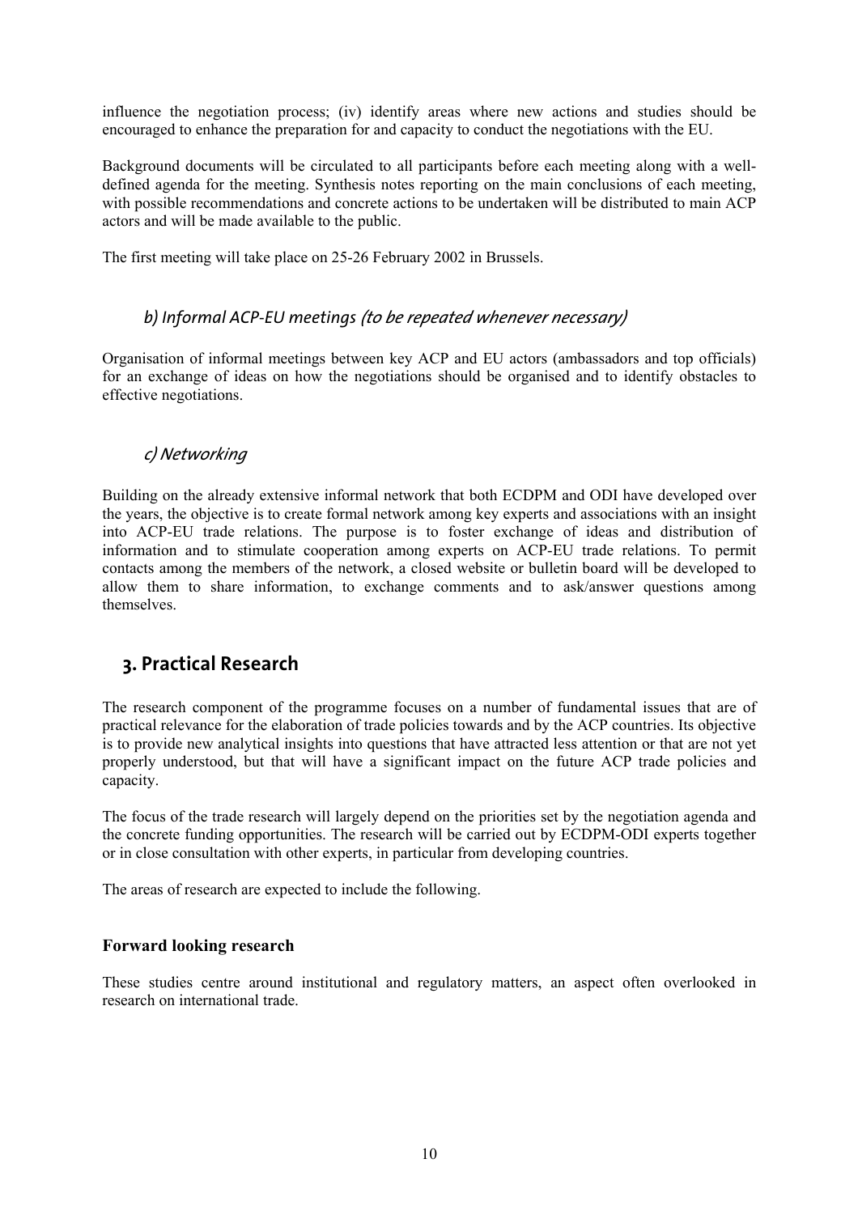influence the negotiation process; (iv) identify areas where new actions and studies should be encouraged to enhance the preparation for and capacity to conduct the negotiations with the EU.

Background documents will be circulated to all participants before each meeting along with a well-defined agenda for the meeting. Synthesis notes reporting on the main conclusions of each meeting, with possible recommendations and concrete actions to be undertaken will be distributed to main ACP actors and will be made available to the public.

The first meeting will take place on 25-26 February 2002 in Brussels.

### *b) Informal ACP-EU meetings (to be repeated whenever necessary)*

Organisation of informal meetings between key ACP and EU actors (ambassadors and top officials) for an exchange of ideas on how the negotiations should be organised and to identify obstacles to effective negotiations.

### *c) Networking*

Building on the already extensive informal network that both ECDPM and ODI have developed over the years, the objective is to create formal network among key experts and associations with an insight into ACP-EU trade relations. The purpose is to foster exchange of ideas and distribution of information and to stimulate cooperation among experts on ACP-EU trade relations. To permit contacts among the members of the network, a closed website or bulletin board will be developed to allow them to share information, to exchange comments and to ask/answer questions among themselves.

## 3. Practical Research

The research component of the programme focuses on a number of fundamental issues that are of practical relevance for the elaboration of trade policies towards and by the ACP countries. Its objective is to provide new analytical insights into questions that have attracted less attention or that are not yet properly understood, but that will have a significant impact on the future ACP trade policies and capacity.

The focus of the trade research will largely depend on the priorities set by the negotiation agenda and the concrete funding opportunities. The research will be carried out by ECDPM-ODI experts together or in close consultation with other experts, in particular from developing countries.

The areas of research are expected to include the following.

**Forward looking research**

These studies centre around institutional and regulatory matters, an aspect often overlooked in research on international trade.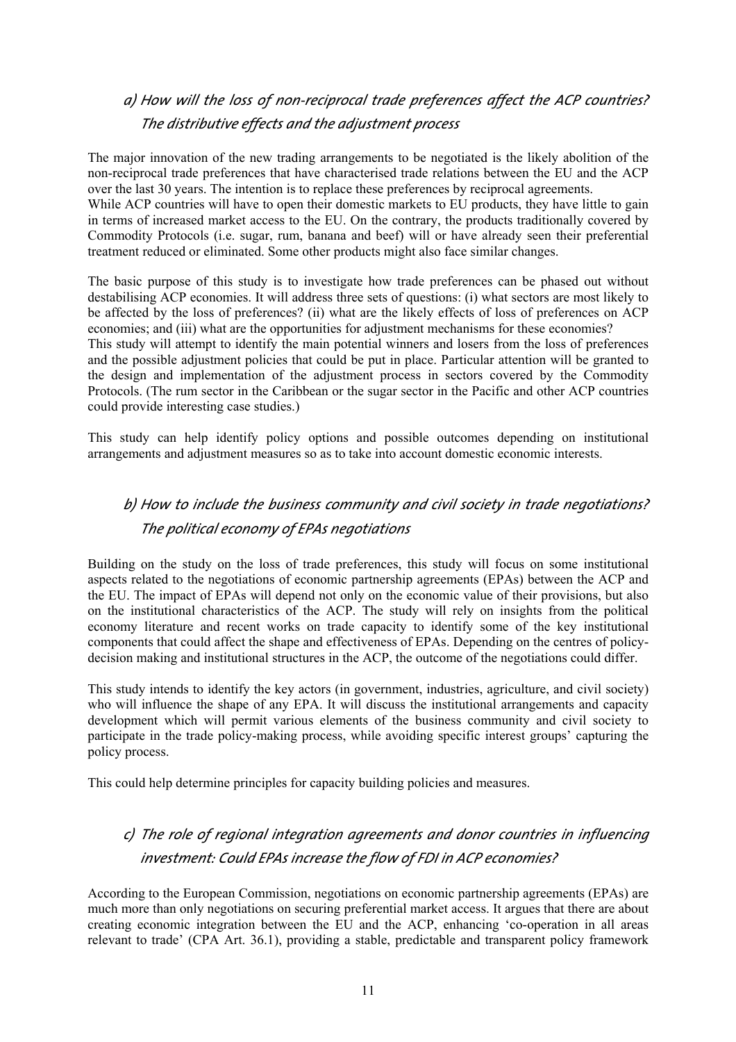### *a) How will the loss of non-reciprocal trade preferences affect the ACP countries? The distributive effects and the adjustment process*

The major innovation of the new trading arrangements to be negotiated is the likely abolition of the non-reciprocal trade preferences that have characterised trade relations between the EU and the ACP over the last 30 years. The intention is to replace these preferences by reciprocal agreements.
While ACP countries will have to open their domestic markets to EU products, they have little to gain in terms of increased market access to the EU. On the contrary, the products traditionally covered by Commodity Protocols (i.e. sugar, rum, banana and beef) will or have already seen their preferential treatment reduced or eliminated. Some other products might also face similar changes.

The basic purpose of this study is to investigate how trade preferences can be phased out without destabilising ACP economies. It will address three sets of questions: (i) what sectors are most likely to be affected by the loss of preferences? (ii) what are the likely effects of loss of preferences on ACP economies; and (iii) what are the opportunities for adjustment mechanisms for these economies?
This study will attempt to identify the main potential winners and losers from the loss of preferences and the possible adjustment policies that could be put in place. Particular attention will be granted to the design and implementation of the adjustment process in sectors covered by the Commodity Protocols. (The rum sector in the Caribbean or the sugar sector in the Pacific and other ACP countries could provide interesting case studies.)

This study can help identify policy options and possible outcomes depending on institutional arrangements and adjustment measures so as to take into account domestic economic interests.

### *b) How to include the business community and civil society in trade negotiations? The political economy of EPAs negotiations*

Building on the study on the loss of trade preferences, this study will focus on some institutional aspects related to the negotiations of economic partnership agreements (EPAs) between the ACP and the EU. The impact of EPAs will depend not only on the economic value of their provisions, but also on the institutional characteristics of the ACP. The study will rely on insights from the political economy literature and recent works on trade capacity to identify some of the key institutional components that could affect the shape and effectiveness of EPAs. Depending on the centres of policy-decision making and institutional structures in the ACP, the outcome of the negotiations could differ.

This study intends to identify the key actors (in government, industries, agriculture, and civil society) who will influence the shape of any EPA. It will discuss the institutional arrangements and capacity development which will permit various elements of the business community and civil society to participate in the trade policy-making process, while avoiding specific interest groups' capturing the policy process.

This could help determine principles for capacity building policies and measures.

### *c) The role of regional integration agreements and donor countries in influencing investment: Could EPAs increase the flow of FDI in ACP economies?*

According to the European Commission, negotiations on economic partnership agreements (EPAs) are much more than only negotiations on securing preferential market access. It argues that there are about creating economic integration between the EU and the ACP, enhancing 'co-operation in all areas relevant to trade' (CPA Art. 36.1), providing a stable, predictable and transparent policy framework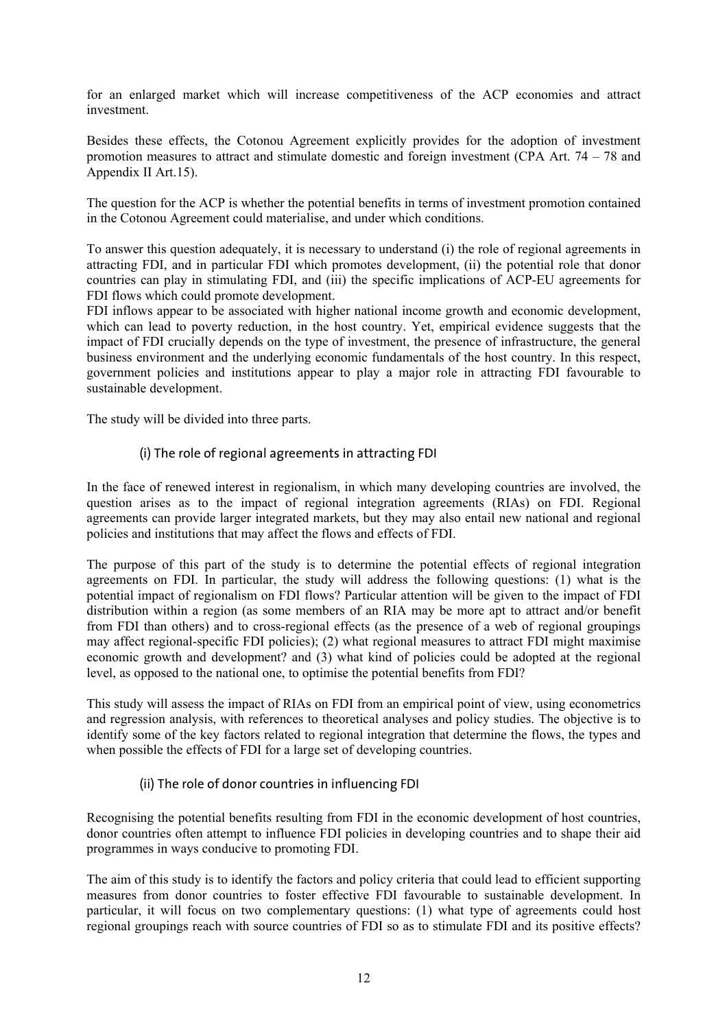for an enlarged market which will increase competitiveness of the ACP economies and attract investment.

Besides these effects, the Cotonou Agreement explicitly provides for the adoption of investment promotion measures to attract and stimulate domestic and foreign investment (CPA Art. 74 – 78 and Appendix II Art.15).

The question for the ACP is whether the potential benefits in terms of investment promotion contained in the Cotonou Agreement could materialise, and under which conditions.

To answer this question adequately, it is necessary to understand (i) the role of regional agreements in attracting FDI, and in particular FDI which promotes development, (ii) the potential role that donor countries can play in stimulating FDI, and (iii) the specific implications of ACP-EU agreements for FDI flows which could promote development.

FDI inflows appear to be associated with higher national income growth and economic development, which can lead to poverty reduction, in the host country. Yet, empirical evidence suggests that the impact of FDI crucially depends on the type of investment, the presence of infrastructure, the general business environment and the underlying economic fundamentals of the host country. In this respect, government policies and institutions appear to play a major role in attracting FDI favourable to sustainable development.

The study will be divided into three parts.

### (i) The role of regional agreements in attracting FDI

In the face of renewed interest in regionalism, in which many developing countries are involved, the question arises as to the impact of regional integration agreements (RIAs) on FDI. Regional agreements can provide larger integrated markets, but they may also entail new national and regional policies and institutions that may affect the flows and effects of FDI.

The purpose of this part of the study is to determine the potential effects of regional integration agreements on FDI. In particular, the study will address the following questions: (1) what is the potential impact of regionalism on FDI flows? Particular attention will be given to the impact of FDI distribution within a region (as some members of an RIA may be more apt to attract and/or benefit from FDI than others) and to cross-regional effects (as the presence of a web of regional groupings may affect regional-specific FDI policies); (2) what regional measures to attract FDI might maximise economic growth and development? and (3) what kind of policies could be adopted at the regional level, as opposed to the national one, to optimise the potential benefits from FDI?

This study will assess the impact of RIAs on FDI from an empirical point of view, using econometrics and regression analysis, with references to theoretical analyses and policy studies. The objective is to identify some of the key factors related to regional integration that determine the flows, the types and when possible the effects of FDI for a large set of developing countries.

### (ii) The role of donor countries in influencing FDI

Recognising the potential benefits resulting from FDI in the economic development of host countries, donor countries often attempt to influence FDI policies in developing countries and to shape their aid programmes in ways conducive to promoting FDI.

The aim of this study is to identify the factors and policy criteria that could lead to efficient supporting measures from donor countries to foster effective FDI favourable to sustainable development. In particular, it will focus on two complementary questions: (1) what type of agreements could host regional groupings reach with source countries of FDI so as to stimulate FDI and its positive effects?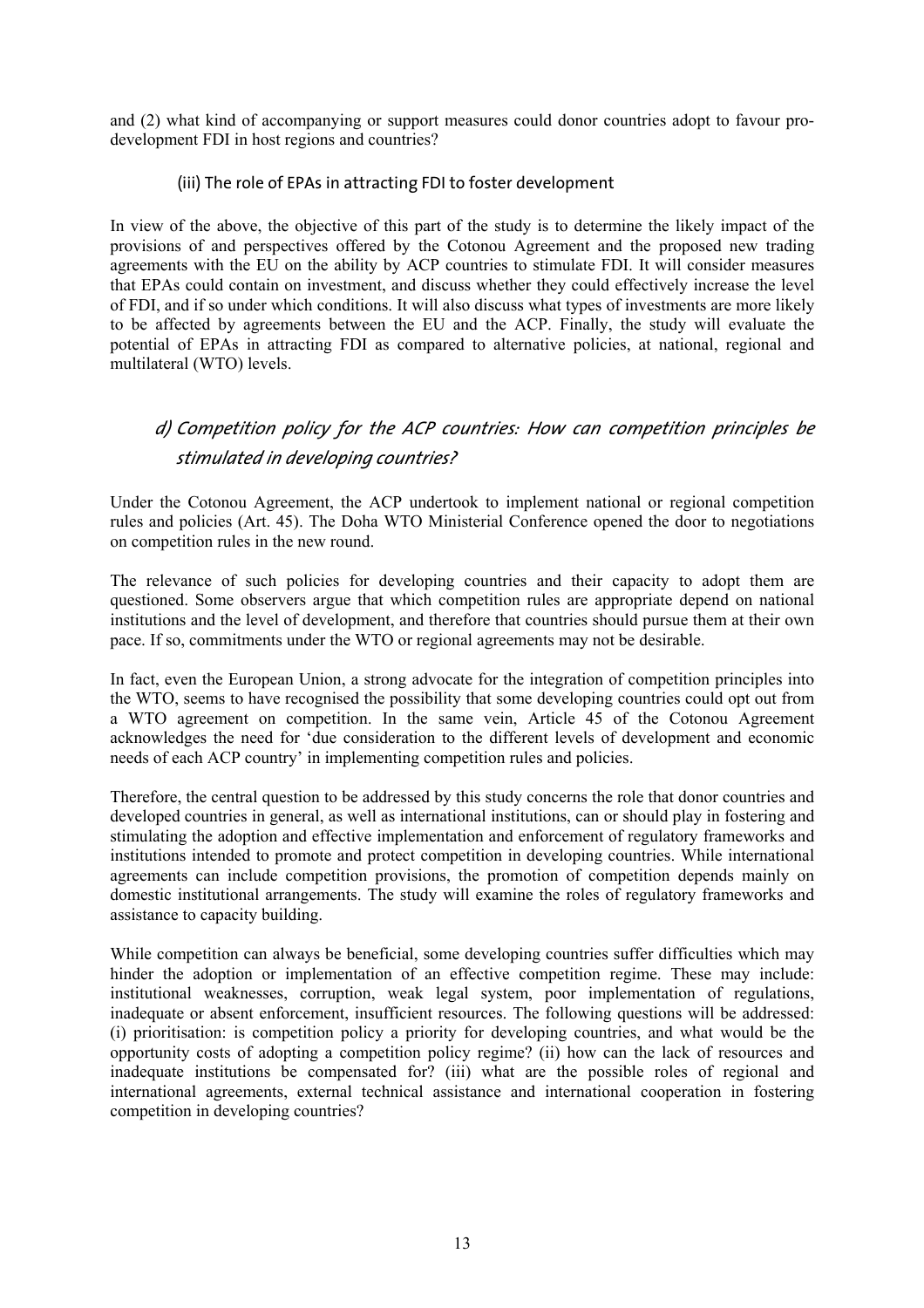and (2) what kind of accompanying or support measures could donor countries adopt to favour pro-development FDI in host regions and countries?

#### (iii) The role of EPAs in attracting FDI to foster development

In view of the above, the objective of this part of the study is to determine the likely impact of the provisions of and perspectives offered by the Cotonou Agreement and the proposed new trading agreements with the EU on the ability by ACP countries to stimulate FDI. It will consider measures that EPAs could contain on investment, and discuss whether they could effectively increase the level of FDI, and if so under which conditions. It will also discuss what types of investments are more likely to be affected by agreements between the EU and the ACP. Finally, the study will evaluate the potential of EPAs in attracting FDI as compared to alternative policies, at national, regional and multilateral (WTO) levels.

### *d) Competition policy for the ACP countries: How can competition principles be stimulated in developing countries?*

Under the Cotonou Agreement, the ACP undertook to implement national or regional competition rules and policies (Art. 45). The Doha WTO Ministerial Conference opened the door to negotiations on competition rules in the new round.

The relevance of such policies for developing countries and their capacity to adopt them are questioned. Some observers argue that which competition rules are appropriate depend on national institutions and the level of development, and therefore that countries should pursue them at their own pace. If so, commitments under the WTO or regional agreements may not be desirable.

In fact, even the European Union, a strong advocate for the integration of competition principles into the WTO, seems to have recognised the possibility that some developing countries could opt out from a WTO agreement on competition. In the same vein, Article 45 of the Cotonou Agreement acknowledges the need for 'due consideration to the different levels of development and economic needs of each ACP country' in implementing competition rules and policies.

Therefore, the central question to be addressed by this study concerns the role that donor countries and developed countries in general, as well as international institutions, can or should play in fostering and stimulating the adoption and effective implementation and enforcement of regulatory frameworks and institutions intended to promote and protect competition in developing countries. While international agreements can include competition provisions, the promotion of competition depends mainly on domestic institutional arrangements. The study will examine the roles of regulatory frameworks and assistance to capacity building.

While competition can always be beneficial, some developing countries suffer difficulties which may hinder the adoption or implementation of an effective competition regime. These may include: institutional weaknesses, corruption, weak legal system, poor implementation of regulations, inadequate or absent enforcement, insufficient resources. The following questions will be addressed: (i) prioritisation: is competition policy a priority for developing countries, and what would be the opportunity costs of adopting a competition policy regime? (ii) how can the lack of resources and inadequate institutions be compensated for? (iii) what are the possible roles of regional and international agreements, external technical assistance and international cooperation in fostering competition in developing countries?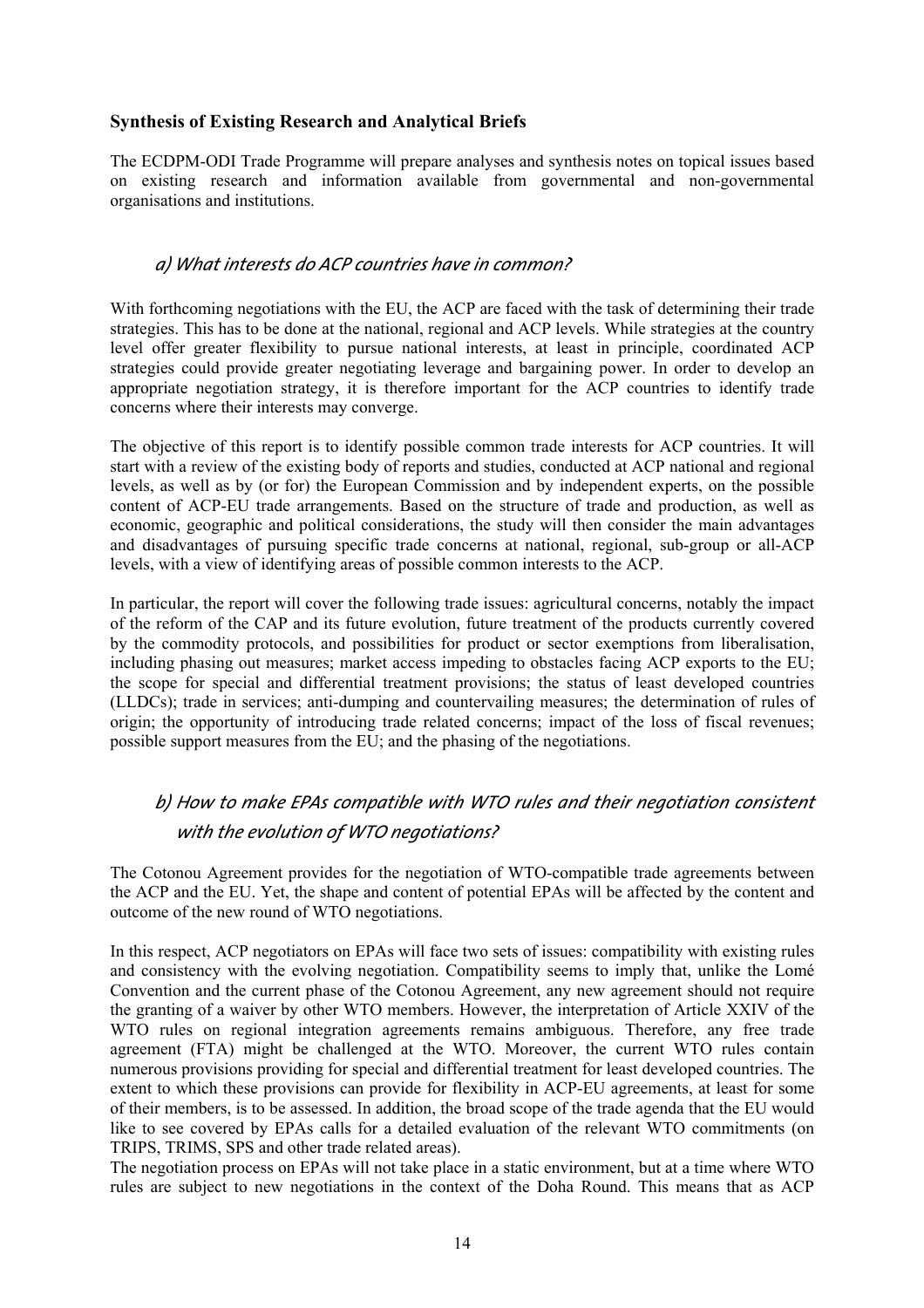### Synthesis of Existing Research and Analytical Briefs

The ECDPM-ODI Trade Programme will prepare analyses and synthesis notes on topical issues based on existing research and information available from governmental and non-governmental organisations and institutions.

#### *a) What interests do ACP countries have in common?*

With forthcoming negotiations with the EU, the ACP are faced with the task of determining their trade strategies. This has to be done at the national, regional and ACP levels. While strategies at the country level offer greater flexibility to pursue national interests, at least in principle, coordinated ACP strategies could provide greater negotiating leverage and bargaining power. In order to develop an appropriate negotiation strategy, it is therefore important for the ACP countries to identify trade concerns where their interests may converge.

The objective of this report is to identify possible common trade interests for ACP countries. It will start with a review of the existing body of reports and studies, conducted at ACP national and regional levels, as well as by (or for) the European Commission and by independent experts, on the possible content of ACP-EU trade arrangements. Based on the structure of trade and production, as well as economic, geographic and political considerations, the study will then consider the main advantages and disadvantages of pursuing specific trade concerns at national, regional, sub-group or all-ACP levels, with a view of identifying areas of possible common interests to the ACP.

In particular, the report will cover the following trade issues: agricultural concerns, notably the impact of the reform of the CAP and its future evolution, future treatment of the products currently covered by the commodity protocols, and possibilities for product or sector exemptions from liberalisation, including phasing out measures; market access impeding to obstacles facing ACP exports to the EU; the scope for special and differential treatment provisions; the status of least developed countries (LLDCs); trade in services; anti-dumping and countervailing measures; the determination of rules of origin; the opportunity of introducing trade related concerns; impact of the loss of fiscal revenues; possible support measures from the EU; and the phasing of the negotiations.

#### *b) How to make EPAs compatible with WTO rules and their negotiation consistent with the evolution of WTO negotiations?*

The Cotonou Agreement provides for the negotiation of WTO-compatible trade agreements between the ACP and the EU. Yet, the shape and content of potential EPAs will be affected by the content and outcome of the new round of WTO negotiations.

In this respect, ACP negotiators on EPAs will face two sets of issues: compatibility with existing rules and consistency with the evolving negotiation. Compatibility seems to imply that, unlike the Lomé Convention and the current phase of the Cotonou Agreement, any new agreement should not require the granting of a waiver by other WTO members. However, the interpretation of Article XXIV of the WTO rules on regional integration agreements remains ambiguous. Therefore, any free trade agreement (FTA) might be challenged at the WTO. Moreover, the current WTO rules contain numerous provisions providing for special and differential treatment for least developed countries. The extent to which these provisions can provide for flexibility in ACP-EU agreements, at least for some of their members, is to be assessed. In addition, the broad scope of the trade agenda that the EU would like to see covered by EPAs calls for a detailed evaluation of the relevant WTO commitments (on TRIPS, TRIMS, SPS and other trade related areas).

The negotiation process on EPAs will not take place in a static environment, but at a time where WTO rules are subject to new negotiations in the context of the Doha Round. This means that as ACP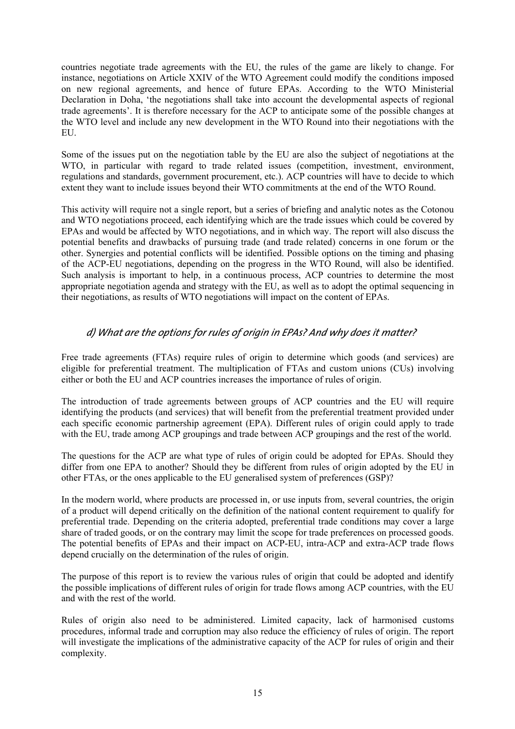countries negotiate trade agreements with the EU, the rules of the game are likely to change. For instance, negotiations on Article XXIV of the WTO Agreement could modify the conditions imposed on new regional agreements, and hence of future EPAs. According to the WTO Ministerial Declaration in Doha, 'the negotiations shall take into account the developmental aspects of regional trade agreements'. It is therefore necessary for the ACP to anticipate some of the possible changes at the WTO level and include any new development in the WTO Round into their negotiations with the EU.

Some of the issues put on the negotiation table by the EU are also the subject of negotiations at the WTO, in particular with regard to trade related issues (competition, investment, environment, regulations and standards, government procurement, etc.). ACP countries will have to decide to which extent they want to include issues beyond their WTO commitments at the end of the WTO Round.

This activity will require not a single report, but a series of briefing and analytic notes as the Cotonou and WTO negotiations proceed, each identifying which are the trade issues which could be covered by EPAs and would be affected by WTO negotiations, and in which way. The report will also discuss the potential benefits and drawbacks of pursuing trade (and trade related) concerns in one forum or the other. Synergies and potential conflicts will be identified. Possible options on the timing and phasing of the ACP-EU negotiations, depending on the progress in the WTO Round, will also be identified. Such analysis is important to help, in a continuous process, ACP countries to determine the most appropriate negotiation agenda and strategy with the EU, as well as to adopt the optimal sequencing in their negotiations, as results of WTO negotiations will impact on the content of EPAs.

### *d) What are the options for rules of origin in EPAs? And why does it matter?*

Free trade agreements (FTAs) require rules of origin to determine which goods (and services) are eligible for preferential treatment. The multiplication of FTAs and custom unions (CUs) involving either or both the EU and ACP countries increases the importance of rules of origin.

The introduction of trade agreements between groups of ACP countries and the EU will require identifying the products (and services) that will benefit from the preferential treatment provided under each specific economic partnership agreement (EPA). Different rules of origin could apply to trade with the EU, trade among ACP groupings and trade between ACP groupings and the rest of the world.

The questions for the ACP are what type of rules of origin could be adopted for EPAs. Should they differ from one EPA to another? Should they be different from rules of origin adopted by the EU in other FTAs, or the ones applicable to the EU generalised system of preferences (GSP)?

In the modern world, where products are processed in, or use inputs from, several countries, the origin of a product will depend critically on the definition of the national content requirement to qualify for preferential trade. Depending on the criteria adopted, preferential trade conditions may cover a large share of traded goods, or on the contrary may limit the scope for trade preferences on processed goods. The potential benefits of EPAs and their impact on ACP-EU, intra-ACP and extra-ACP trade flows depend crucially on the determination of the rules of origin.

The purpose of this report is to review the various rules of origin that could be adopted and identify the possible implications of different rules of origin for trade flows among ACP countries, with the EU and with the rest of the world.

Rules of origin also need to be administered. Limited capacity, lack of harmonised customs procedures, informal trade and corruption may also reduce the efficiency of rules of origin. The report will investigate the implications of the administrative capacity of the ACP for rules of origin and their complexity.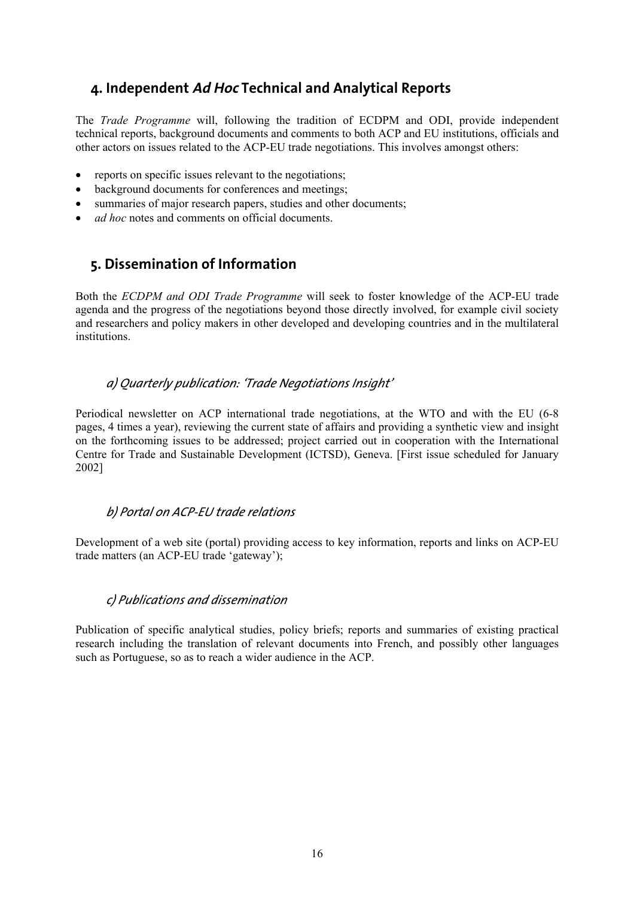## 4. Independent *Ad Hoc* Technical and Analytical Reports

The *Trade Programme* will, following the tradition of ECDPM and ODI, provide independent technical reports, background documents and comments to both ACP and EU institutions, officials and other actors on issues related to the ACP-EU trade negotiations. This involves amongst others:

- reports on specific issues relevant to the negotiations;
- background documents for conferences and meetings;
- summaries of major research papers, studies and other documents;
- *ad hoc* notes and comments on official documents.

## 5. Dissemination of Information

Both the *ECDPM and ODI Trade Programme* will seek to foster knowledge of the ACP-EU trade agenda and the progress of the negotiations beyond those directly involved, for example civil society and researchers and policy makers in other developed and developing countries and in the multilateral institutions.

### *a) Quarterly publication: 'Trade Negotiations Insight'*

Periodical newsletter on ACP international trade negotiations, at the WTO and with the EU (6-8 pages, 4 times a year), reviewing the current state of affairs and providing a synthetic view and insight on the forthcoming issues to be addressed; project carried out in cooperation with the International Centre for Trade and Sustainable Development (ICTSD), Geneva. [First issue scheduled for January 2002]

### *b) Portal on ACP-EU trade relations*

Development of a web site (portal) providing access to key information, reports and links on ACP-EU trade matters (an ACP-EU trade 'gateway');

### *c) Publications and dissemination*

Publication of specific analytical studies, policy briefs; reports and summaries of existing practical research including the translation of relevant documents into French, and possibly other languages such as Portuguese, so as to reach a wider audience in the ACP.